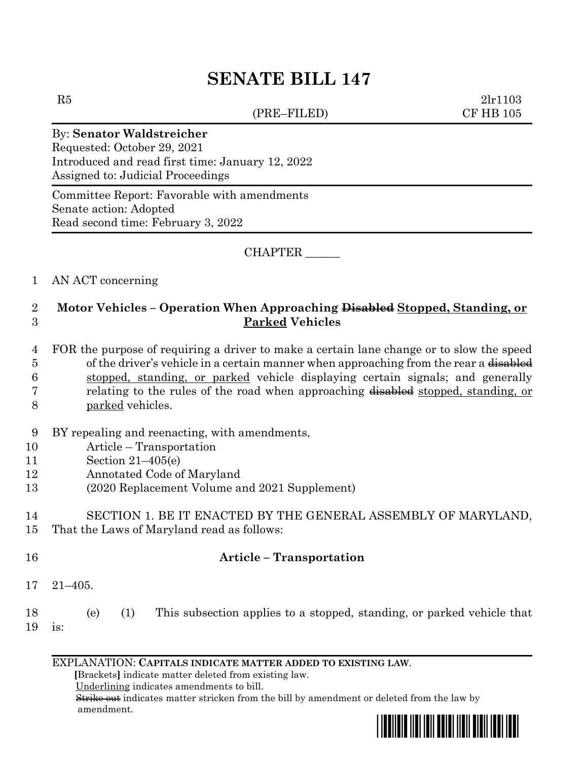# SENATE BILL 147

R5 (PRE–FILED) 2lr1103
CF HB 105

By: **Senator Waldstreicher**
Requested: October 29, 2021
Introduced and read first time: January 12, 2022
Assigned to: Judicial Proceedings

Committee Report: Favorable with amendments
Senate action: Adopted
Read second time: February 3, 2022

CHAPTER ______

AN ACT concerning

**Motor Vehicles – Operation When Approaching ~~Disabled~~ Stopped, Standing, or Parked Vehicles**

FOR the purpose of requiring a driver to make a certain lane change or to slow the speed of the driver's vehicle in a certain manner when approaching from the rear a ~~disabled~~ stopped, standing, or parked vehicle displaying certain signals; and generally relating to the rules of the road when approaching ~~disabled~~ stopped, standing, or parked vehicles.

BY repealing and reenacting, with amendments,
Article – Transportation
Section 21–405(e)
Annotated Code of Maryland
(2020 Replacement Volume and 2021 Supplement)

SECTION 1. BE IT ENACTED BY THE GENERAL ASSEMBLY OF MARYLAND, That the Laws of Maryland read as follows:

**Article – Transportation**

21–405.

(e) (1) This subsection applies to a stopped, standing, or parked vehicle that is:

EXPLANATION: **CAPITALS INDICATE MATTER ADDED TO EXISTING LAW.**
**[**Brackets**]** indicate matter deleted from existing law.
Underlining indicates amendments to bill.
~~Strike out~~ indicates matter stricken from the bill by amendment or deleted from the law by amendment.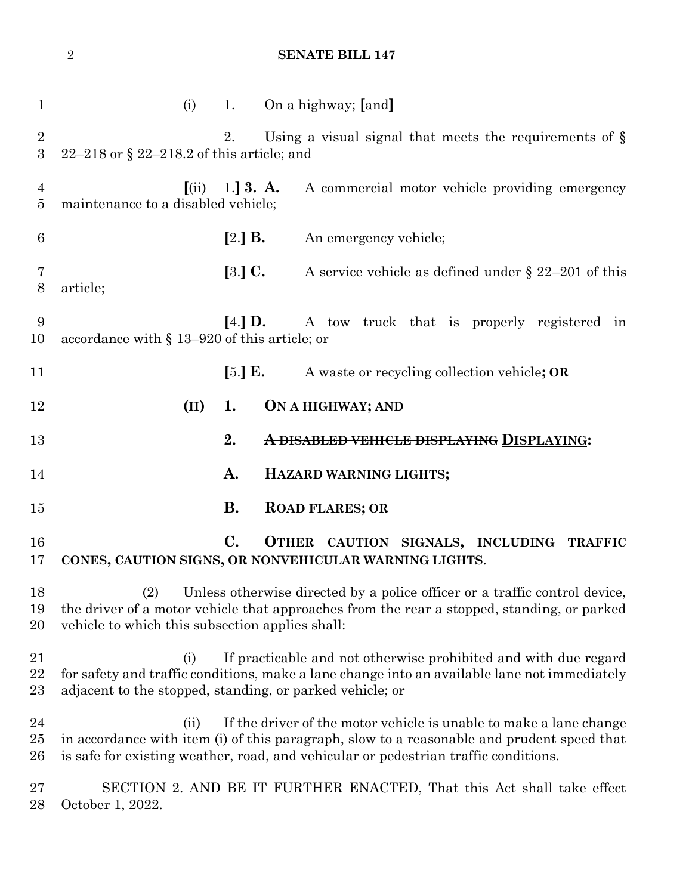(i) 1. On a highway; [and]

2. Using a visual signal that meets the requirements of § 22–218 or § 22–218.2 of this article; and

[(ii) 1.] **3. A.** A commercial motor vehicle providing emergency maintenance to a disabled vehicle;

[2.] **B.** An emergency vehicle;

[3.] **C.** A service vehicle as defined under § 22–201 of this article;

[4.] **D.** A tow truck that is properly registered in accordance with § 13–920 of this article; or

[5.] **E.** A waste or recycling collection vehicle**; OR**

**(II) 1. ON A HIGHWAY; AND**

**2.** ~~**A DISABLED VEHICLE DISPLAYING**~~ <u>**DISPLAYING**</u>**:**

**A. HAZARD WARNING LIGHTS;**

**B. ROAD FLARES; OR**

**C. OTHER CAUTION SIGNALS, INCLUDING TRAFFIC CONES, CAUTION SIGNS, OR NONVEHICULAR WARNING LIGHTS**.

(2) Unless otherwise directed by a police officer or a traffic control device, the driver of a motor vehicle that approaches from the rear a stopped, standing, or parked vehicle to which this subsection applies shall:

(i) If practicable and not otherwise prohibited and with due regard for safety and traffic conditions, make a lane change into an available lane not immediately adjacent to the stopped, standing, or parked vehicle; or

(ii) If the driver of the motor vehicle is unable to make a lane change in accordance with item (i) of this paragraph, slow to a reasonable and prudent speed that is safe for existing weather, road, and vehicular or pedestrian traffic conditions.

SECTION 2. AND BE IT FURTHER ENACTED, That this Act shall take effect October 1, 2022.